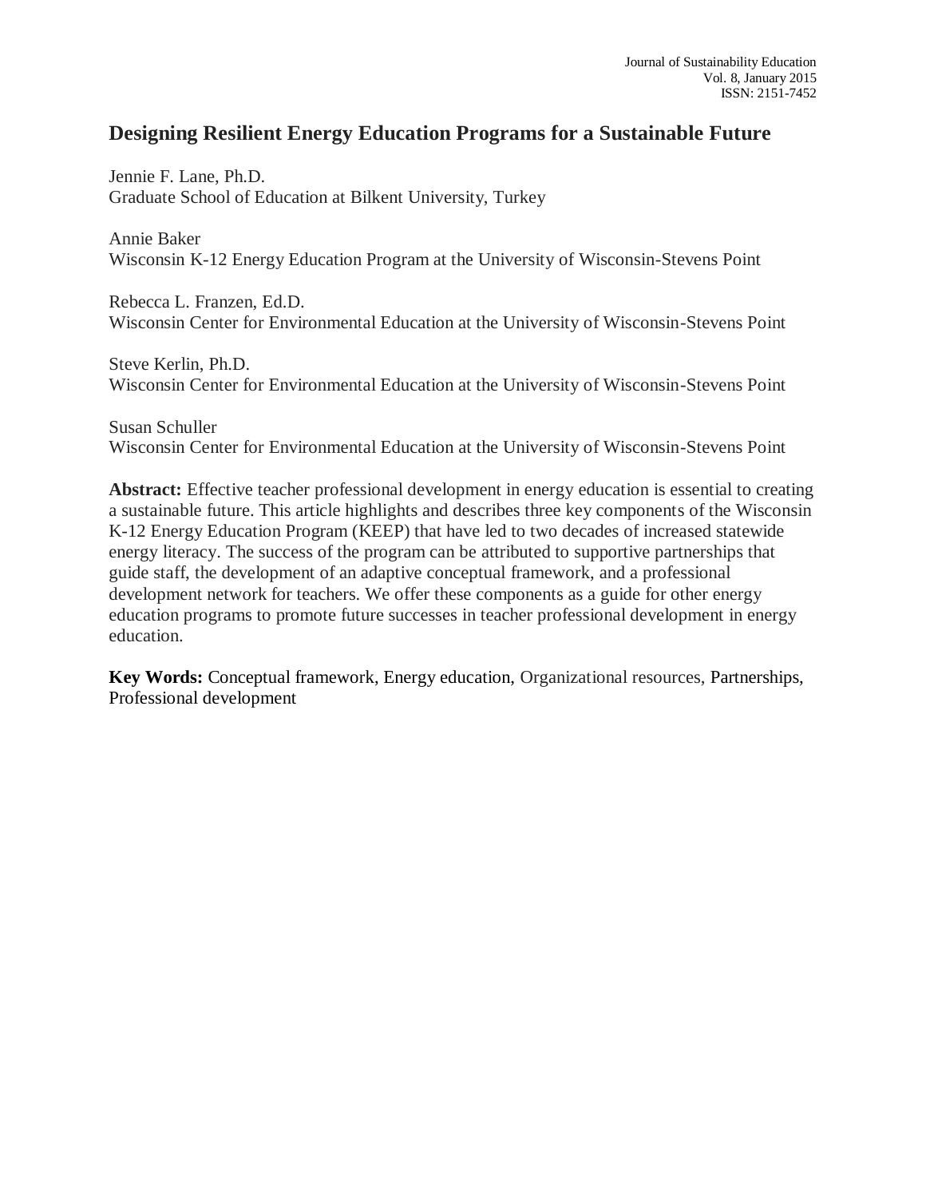# Designing Resilient Energy Education Programs for a Sustainable Future

Jennie F. Lane, Ph.D.
Graduate School of Education at Bilkent University, Turkey

Annie Baker
Wisconsin K-12 Energy Education Program at the University of Wisconsin-Stevens Point

Rebecca L. Franzen, Ed.D.
Wisconsin Center for Environmental Education at the University of Wisconsin-Stevens Point

Steve Kerlin, Ph.D.
Wisconsin Center for Environmental Education at the University of Wisconsin-Stevens Point

Susan Schuller
Wisconsin Center for Environmental Education at the University of Wisconsin-Stevens Point

**Abstract:** Effective teacher professional development in energy education is essential to creating a sustainable future. This article highlights and describes three key components of the Wisconsin K-12 Energy Education Program (KEEP) that have led to two decades of increased statewide energy literacy. The success of the program can be attributed to supportive partnerships that guide staff, the development of an adaptive conceptual framework, and a professional development network for teachers. We offer these components as a guide for other energy education programs to promote future successes in teacher professional development in energy education.

**Key Words:** Conceptual framework, Energy education, Organizational resources, Partnerships, Professional development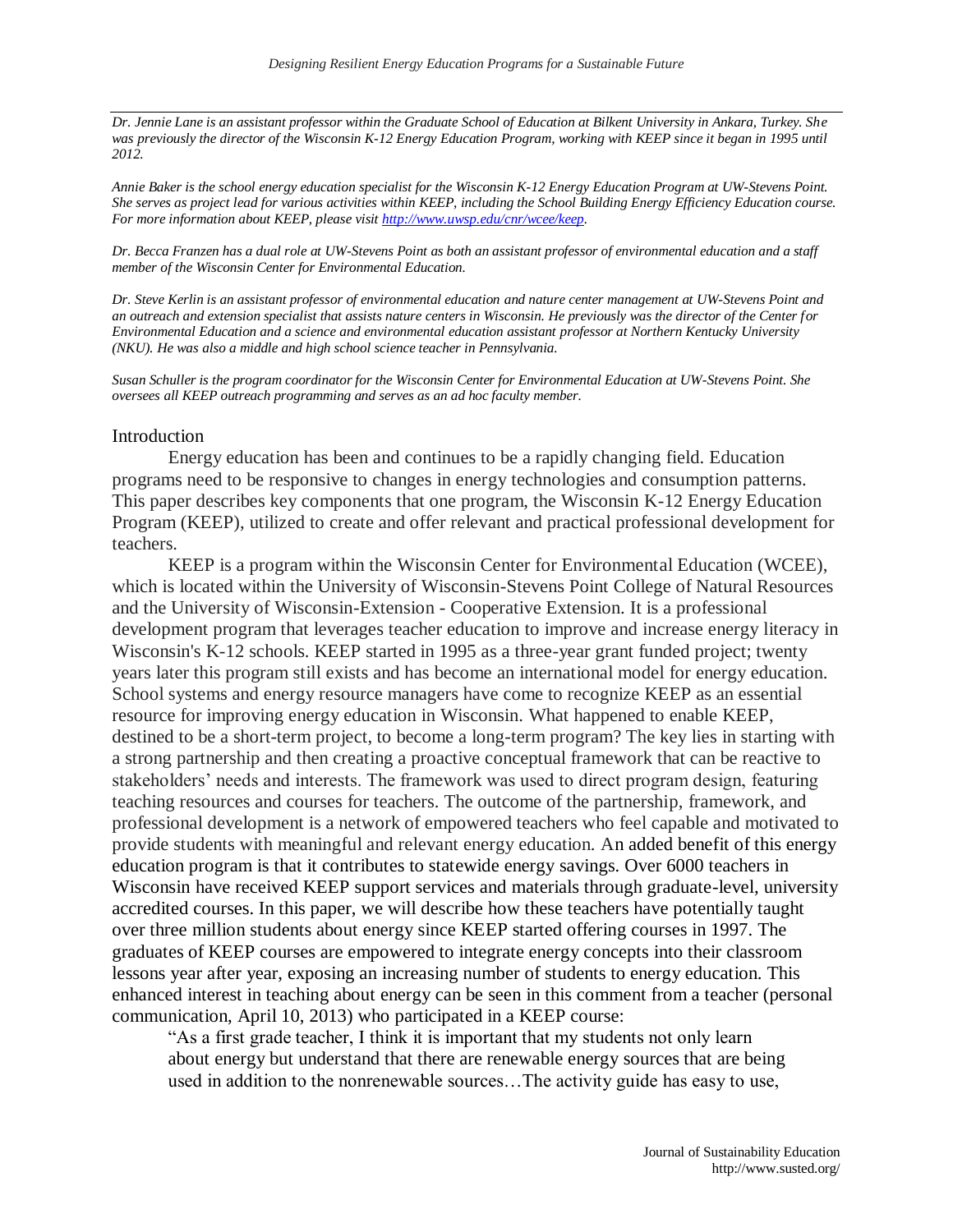*Dr. Jennie Lane is an assistant professor within the Graduate School of Education at Bilkent University in Ankara, Turkey. She was previously the director of the Wisconsin K-12 Energy Education Program, working with KEEP since it began in 1995 until 2012.*

*Annie Baker is the school energy education specialist for the Wisconsin K-12 Energy Education Program at UW-Stevens Point. She serves as project lead for various activities within KEEP, including the School Building Energy Efficiency Education course. For more information about KEEP, please visit [http://www.uwsp.edu/cnr/wcee/keep](http://www.uwsp.edu/cnr/wcee/keep).*

*Dr. Becca Franzen has a dual role at UW-Stevens Point as both an assistant professor of environmental education and a staff member of the Wisconsin Center for Environmental Education.*

*Dr. Steve Kerlin is an assistant professor of environmental education and nature center management at UW-Stevens Point and an outreach and extension specialist that assists nature centers in Wisconsin. He previously was the director of the Center for Environmental Education and a science and environmental education assistant professor at Northern Kentucky University (NKU). He was also a middle and high school science teacher in Pennsylvania.*

*Susan Schuller is the program coordinator for the Wisconsin Center for Environmental Education at UW-Stevens Point. She oversees all KEEP outreach programming and serves as an ad hoc faculty member.*

## Introduction

Energy education has been and continues to be a rapidly changing field. Education programs need to be responsive to changes in energy technologies and consumption patterns. This paper describes key components that one program, the Wisconsin K-12 Energy Education Program (KEEP), utilized to create and offer relevant and practical professional development for teachers.

KEEP is a program within the Wisconsin Center for Environmental Education (WCEE), which is located within the University of Wisconsin-Stevens Point College of Natural Resources and the University of Wisconsin-Extension - Cooperative Extension. It is a professional development program that leverages teacher education to improve and increase energy literacy in Wisconsin's K-12 schools. KEEP started in 1995 as a three-year grant funded project; twenty years later this program still exists and has become an international model for energy education. School systems and energy resource managers have come to recognize KEEP as an essential resource for improving energy education in Wisconsin. What happened to enable KEEP, destined to be a short-term project, to become a long-term program? The key lies in starting with a strong partnership and then creating a proactive conceptual framework that can be reactive to stakeholders' needs and interests. The framework was used to direct program design, featuring teaching resources and courses for teachers. The outcome of the partnership, framework, and professional development is a network of empowered teachers who feel capable and motivated to provide students with meaningful and relevant energy education. An added benefit of this energy education program is that it contributes to statewide energy savings. Over 6000 teachers in Wisconsin have received KEEP support services and materials through graduate-level, university accredited courses. In this paper, we will describe how these teachers have potentially taught over three million students about energy since KEEP started offering courses in 1997. The graduates of KEEP courses are empowered to integrate energy concepts into their classroom lessons year after year, exposing an increasing number of students to energy education. This enhanced interest in teaching about energy can be seen in this comment from a teacher (personal communication, April 10, 2013) who participated in a KEEP course:

> "As a first grade teacher, I think it is important that my students not only learn about energy but understand that there are renewable energy sources that are being used in addition to the nonrenewable sources…The activity guide has easy to use,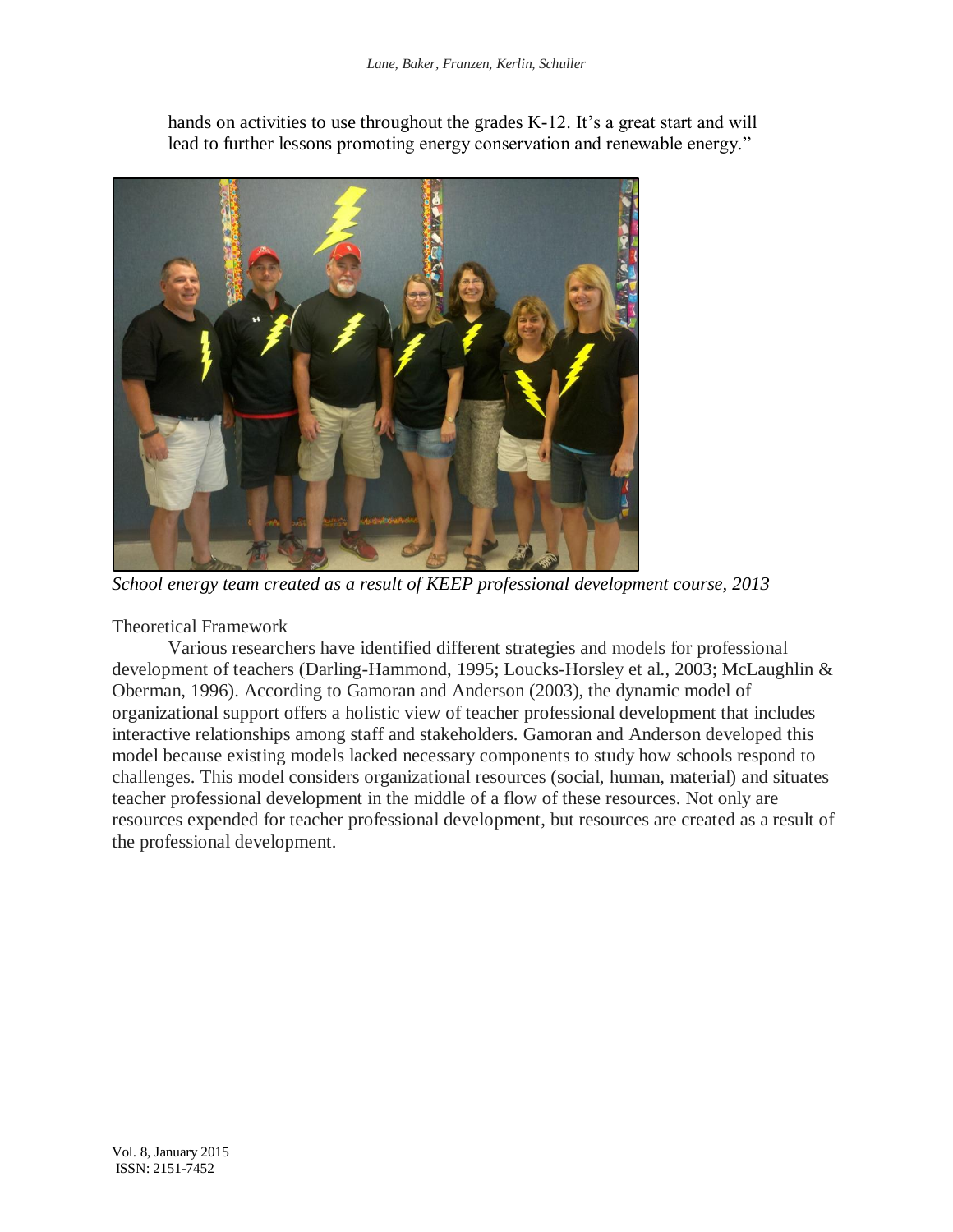hands on activities to use throughout the grades K-12. It's a great start and will lead to further lessons promoting energy conservation and renewable energy."

*School energy team created as a result of KEEP professional development course, 2013*

## Theoretical Framework

Various researchers have identified different strategies and models for professional development of teachers (Darling-Hammond, 1995; Loucks-Horsley et al., 2003; McLaughlin & Oberman, 1996). According to Gamoran and Anderson (2003), the dynamic model of organizational support offers a holistic view of teacher professional development that includes interactive relationships among staff and stakeholders. Gamoran and Anderson developed this model because existing models lacked necessary components to study how schools respond to challenges. This model considers organizational resources (social, human, material) and situates teacher professional development in the middle of a flow of these resources. Not only are resources expended for teacher professional development, but resources are created as a result of the professional development.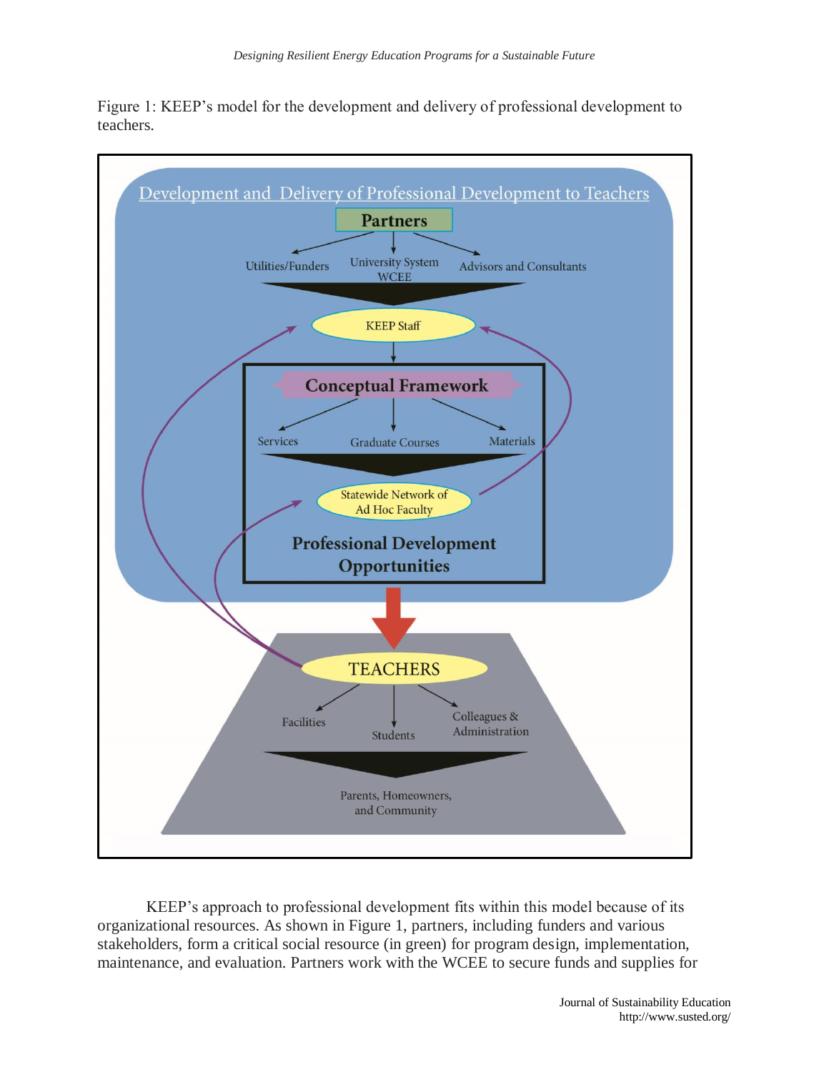Figure 1: KEEP's model for the development and delivery of professional development to teachers.

Development and Delivery of Professional Development to Teachers

Partners

Utilities/Funders

University System WCEE

Advisors and Consultants

KEEP Staff

Conceptual Framework

Services

Graduate Courses

Materials

Statewide Network of Ad Hoc Faculty

Professional Development Opportunities

TEACHERS

Facilities

Students

Colleagues & Administration

Parents, Homeowners, and Community

KEEP's approach to professional development fits within this model because of its organizational resources. As shown in Figure 1, partners, including funders and various stakeholders, form a critical social resource (in green) for program design, implementation, maintenance, and evaluation. Partners work with the WCEE to secure funds and supplies for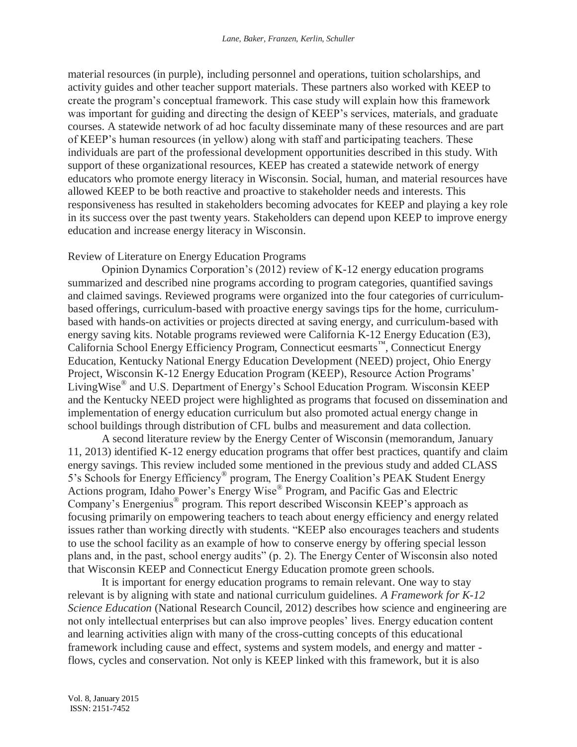material resources (in purple), including personnel and operations, tuition scholarships, and activity guides and other teacher support materials. These partners also worked with KEEP to create the program's conceptual framework. This case study will explain how this framework was important for guiding and directing the design of KEEP's services, materials, and graduate courses. A statewide network of ad hoc faculty disseminate many of these resources and are part of KEEP's human resources (in yellow) along with staff and participating teachers. These individuals are part of the professional development opportunities described in this study. With support of these organizational resources, KEEP has created a statewide network of energy educators who promote energy literacy in Wisconsin. Social, human, and material resources have allowed KEEP to be both reactive and proactive to stakeholder needs and interests. This responsiveness has resulted in stakeholders becoming advocates for KEEP and playing a key role in its success over the past twenty years. Stakeholders can depend upon KEEP to improve energy education and increase energy literacy in Wisconsin.

## Review of Literature on Energy Education Programs

Opinion Dynamics Corporation's (2012) review of K-12 energy education programs summarized and described nine programs according to program categories, quantified savings and claimed savings. Reviewed programs were organized into the four categories of curriculum-based offerings, curriculum-based with proactive energy savings tips for the home, curriculum-based with hands-on activities or projects directed at saving energy, and curriculum-based with energy saving kits. Notable programs reviewed were California K-12 Energy Education (E3), California School Energy Efficiency Program, Connecticut eesmarts™, Connecticut Energy Education, Kentucky National Energy Education Development (NEED) project, Ohio Energy Project, Wisconsin K-12 Energy Education Program (KEEP), Resource Action Programs' LivingWise® and U.S. Department of Energy's School Education Program. Wisconsin KEEP and the Kentucky NEED project were highlighted as programs that focused on dissemination and implementation of energy education curriculum but also promoted actual energy change in school buildings through distribution of CFL bulbs and measurement and data collection.

A second literature review by the Energy Center of Wisconsin (memorandum, January 11, 2013) identified K-12 energy education programs that offer best practices, quantify and claim energy savings. This review included some mentioned in the previous study and added CLASS 5's Schools for Energy Efficiency® program, The Energy Coalition's PEAK Student Energy Actions program, Idaho Power's Energy Wise® Program, and Pacific Gas and Electric Company's Energenius® program. This report described Wisconsin KEEP's approach as focusing primarily on empowering teachers to teach about energy efficiency and energy related issues rather than working directly with students. "KEEP also encourages teachers and students to use the school facility as an example of how to conserve energy by offering special lesson plans and, in the past, school energy audits" (p. 2). The Energy Center of Wisconsin also noted that Wisconsin KEEP and Connecticut Energy Education promote green schools.

It is important for energy education programs to remain relevant. One way to stay relevant is by aligning with state and national curriculum guidelines. *A Framework for K-12 Science Education* (National Research Council, 2012) describes how science and engineering are not only intellectual enterprises but can also improve peoples' lives. Energy education content and learning activities align with many of the cross-cutting concepts of this educational framework including cause and effect, systems and system models, and energy and matter - flows, cycles and conservation. Not only is KEEP linked with this framework, but it is also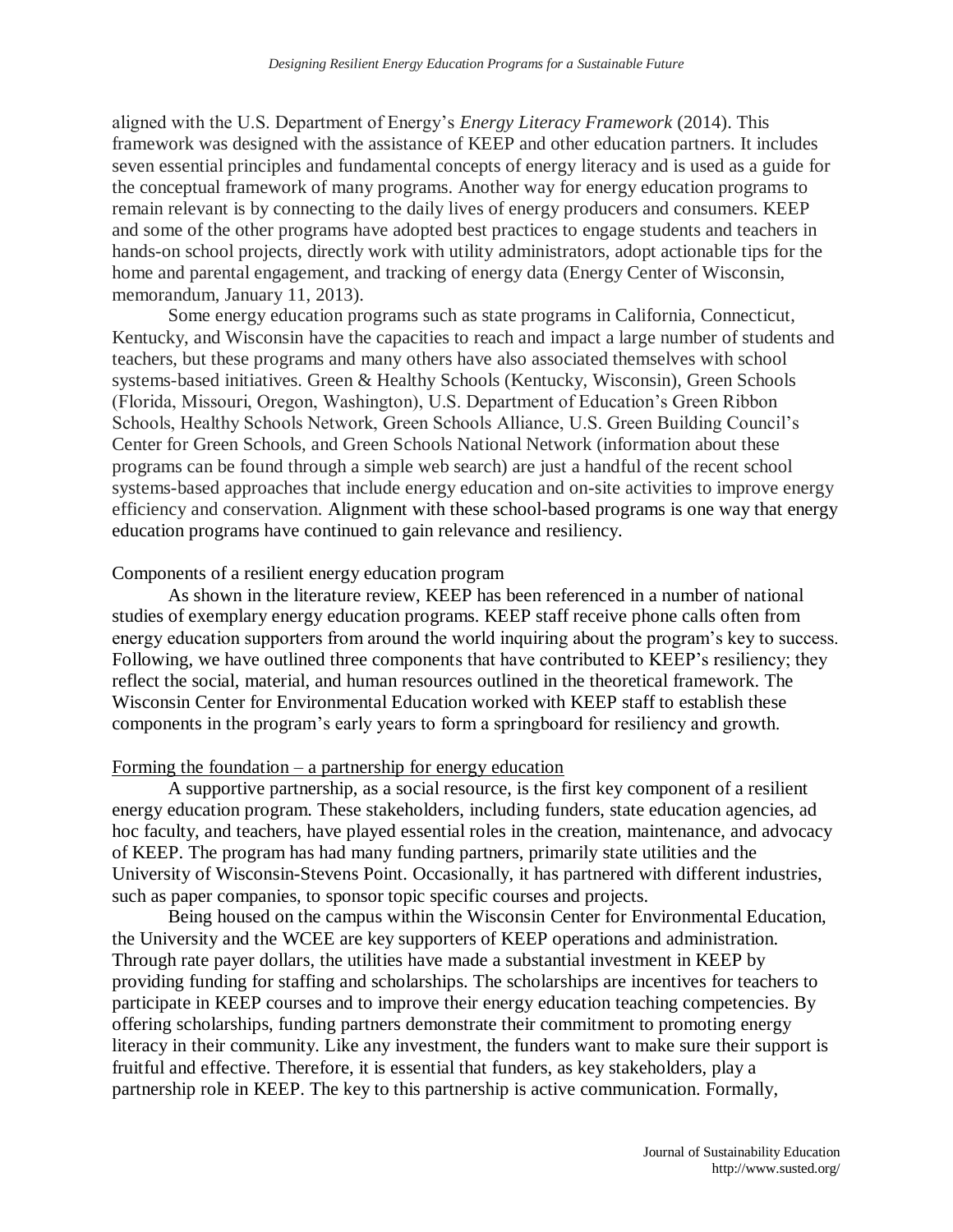aligned with the U.S. Department of Energy's *Energy Literacy Framework* (2014). This framework was designed with the assistance of KEEP and other education partners. It includes seven essential principles and fundamental concepts of energy literacy and is used as a guide for the conceptual framework of many programs. Another way for energy education programs to remain relevant is by connecting to the daily lives of energy producers and consumers. KEEP and some of the other programs have adopted best practices to engage students and teachers in hands-on school projects, directly work with utility administrators, adopt actionable tips for the home and parental engagement, and tracking of energy data (Energy Center of Wisconsin, memorandum, January 11, 2013).

Some energy education programs such as state programs in California, Connecticut, Kentucky, and Wisconsin have the capacities to reach and impact a large number of students and teachers, but these programs and many others have also associated themselves with school systems-based initiatives. Green & Healthy Schools (Kentucky, Wisconsin), Green Schools (Florida, Missouri, Oregon, Washington), U.S. Department of Education's Green Ribbon Schools, Healthy Schools Network, Green Schools Alliance, U.S. Green Building Council's Center for Green Schools, and Green Schools National Network (information about these programs can be found through a simple web search) are just a handful of the recent school systems-based approaches that include energy education and on-site activities to improve energy efficiency and conservation. Alignment with these school-based programs is one way that energy education programs have continued to gain relevance and resiliency.

## Components of a resilient energy education program

As shown in the literature review, KEEP has been referenced in a number of national studies of exemplary energy education programs. KEEP staff receive phone calls often from energy education supporters from around the world inquiring about the program's key to success. Following, we have outlined three components that have contributed to KEEP's resiliency; they reflect the social, material, and human resources outlined in the theoretical framework. The Wisconsin Center for Environmental Education worked with KEEP staff to establish these components in the program's early years to form a springboard for resiliency and growth.

### Forming the foundation – a partnership for energy education

A supportive partnership, as a social resource, is the first key component of a resilient energy education program. These stakeholders, including funders, state education agencies, ad hoc faculty, and teachers, have played essential roles in the creation, maintenance, and advocacy of KEEP. The program has had many funding partners, primarily state utilities and the University of Wisconsin-Stevens Point. Occasionally, it has partnered with different industries, such as paper companies, to sponsor topic specific courses and projects.

Being housed on the campus within the Wisconsin Center for Environmental Education, the University and the WCEE are key supporters of KEEP operations and administration. Through rate payer dollars, the utilities have made a substantial investment in KEEP by providing funding for staffing and scholarships. The scholarships are incentives for teachers to participate in KEEP courses and to improve their energy education teaching competencies. By offering scholarships, funding partners demonstrate their commitment to promoting energy literacy in their community. Like any investment, the funders want to make sure their support is fruitful and effective. Therefore, it is essential that funders, as key stakeholders, play a partnership role in KEEP. The key to this partnership is active communication. Formally,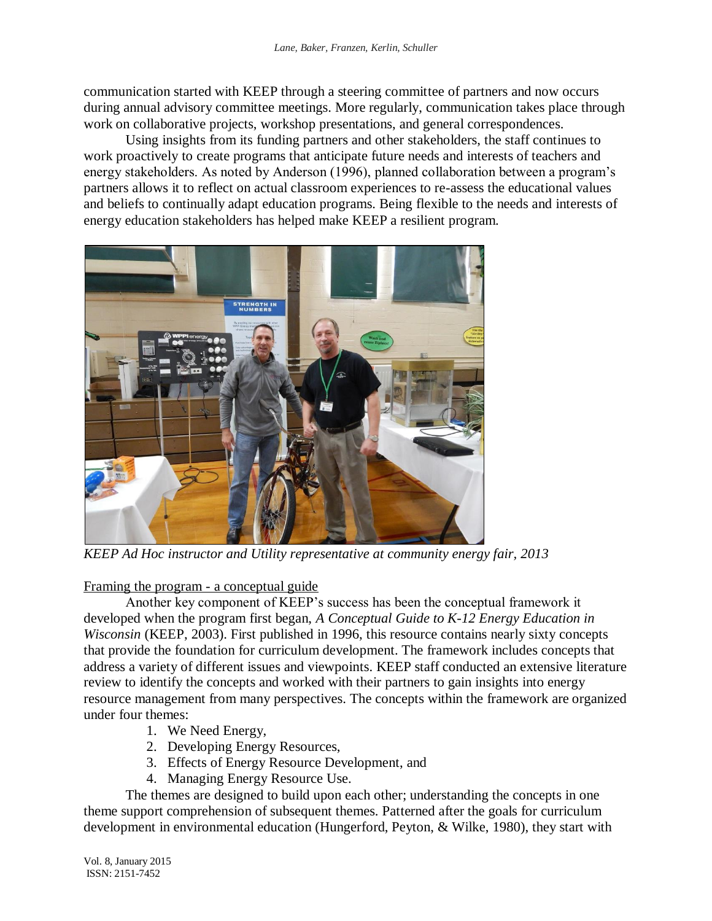communication started with KEEP through a steering committee of partners and now occurs during annual advisory committee meetings. More regularly, communication takes place through work on collaborative projects, workshop presentations, and general correspondences.

Using insights from its funding partners and other stakeholders, the staff continues to work proactively to create programs that anticipate future needs and interests of teachers and energy stakeholders. As noted by Anderson (1996), planned collaboration between a program's partners allows it to reflect on actual classroom experiences to re-assess the educational values and beliefs to continually adapt education programs. Being flexible to the needs and interests of energy education stakeholders has helped make KEEP a resilient program.

*KEEP Ad Hoc instructor and Utility representative at community energy fair, 2013*

Framing the program - a conceptual guide

Another key component of KEEP's success has been the conceptual framework it developed when the program first began, *A Conceptual Guide to K-12 Energy Education in Wisconsin* (KEEP, 2003). First published in 1996, this resource contains nearly sixty concepts that provide the foundation for curriculum development. The framework includes concepts that address a variety of different issues and viewpoints. KEEP staff conducted an extensive literature review to identify the concepts and worked with their partners to gain insights into energy resource management from many perspectives. The concepts within the framework are organized under four themes:

1. We Need Energy,
2. Developing Energy Resources,
3. Effects of Energy Resource Development, and
4. Managing Energy Resource Use.

The themes are designed to build upon each other; understanding the concepts in one theme support comprehension of subsequent themes. Patterned after the goals for curriculum development in environmental education (Hungerford, Peyton, & Wilke, 1980), they start with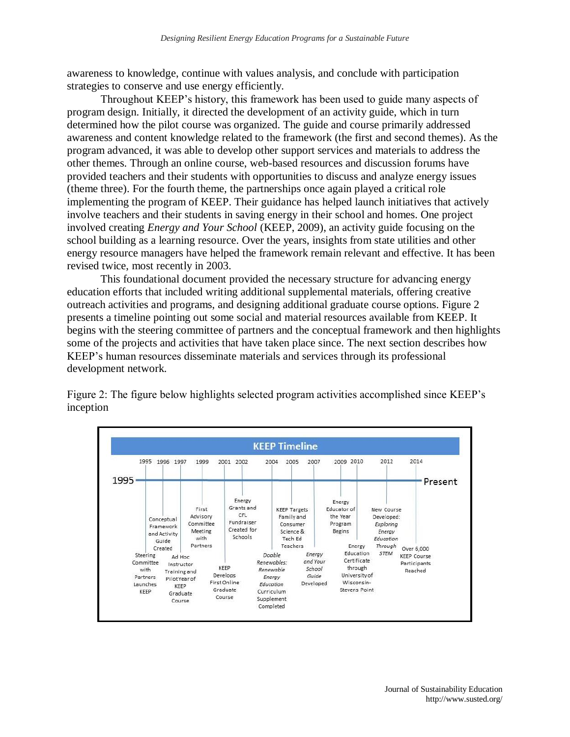awareness to knowledge, continue with values analysis, and conclude with participation strategies to conserve and use energy efficiently.

Throughout KEEP's history, this framework has been used to guide many aspects of program design. Initially, it directed the development of an activity guide, which in turn determined how the pilot course was organized. The guide and course primarily addressed awareness and content knowledge related to the framework (the first and second themes). As the program advanced, it was able to develop other support services and materials to address the other themes. Through an online course, web-based resources and discussion forums have provided teachers and their students with opportunities to discuss and analyze energy issues (theme three). For the fourth theme, the partnerships once again played a critical role implementing the program of KEEP. Their guidance has helped launch initiatives that actively involve teachers and their students in saving energy in their school and homes. One project involved creating *Energy and Your School* (KEEP, 2009), an activity guide focusing on the school building as a learning resource. Over the years, insights from state utilities and other energy resource managers have helped the framework remain relevant and effective. It has been revised twice, most recently in 2003.

This foundational document provided the necessary structure for advancing energy education efforts that included writing additional supplemental materials, offering creative outreach activities and programs, and designing additional graduate course options. Figure 2 presents a timeline pointing out some social and material resources available from KEEP. It begins with the steering committee of partners and the conceptual framework and then highlights some of the projects and activities that have taken place since. The next section describes how KEEP's human resources disseminate materials and services through its professional development network.

Figure 2: The figure below highlights selected program activities accomplished since KEEP's inception

**KEEP Timeline** (1995 – Present)

- 1995: Steering Committee with Partners Launches KEEP
- 1996: Conceptual Framework and Activity Guide Created
- 1997: Ad Hoc Instructor Training and Pilot Year of KEEP Graduate Course
- 1999: First Advisory Committee Meeting with Partners
- 2001: KEEP Develops First Online Graduate Course
- 2002: Energy Grants and CFL Fundraiser Created for Schools
- 2004: *Doable Renewables: Renewable Energy Education* Curriculum Supplement Completed
- 2005: KEEP Targets Family and Consumer Science & Tech Ed Teachers
- 2007: *Energy and Your School Guide* Developed
- 2009: Energy Educator of the Year Program Begins
- 2010: Energy Education Certificate through University of Wisconsin-Stevens Point
- 2012: New Course Developed: *Exploring Energy Education Through STEM*
- 2014: Over 6,000 KEEP Course Participants Reached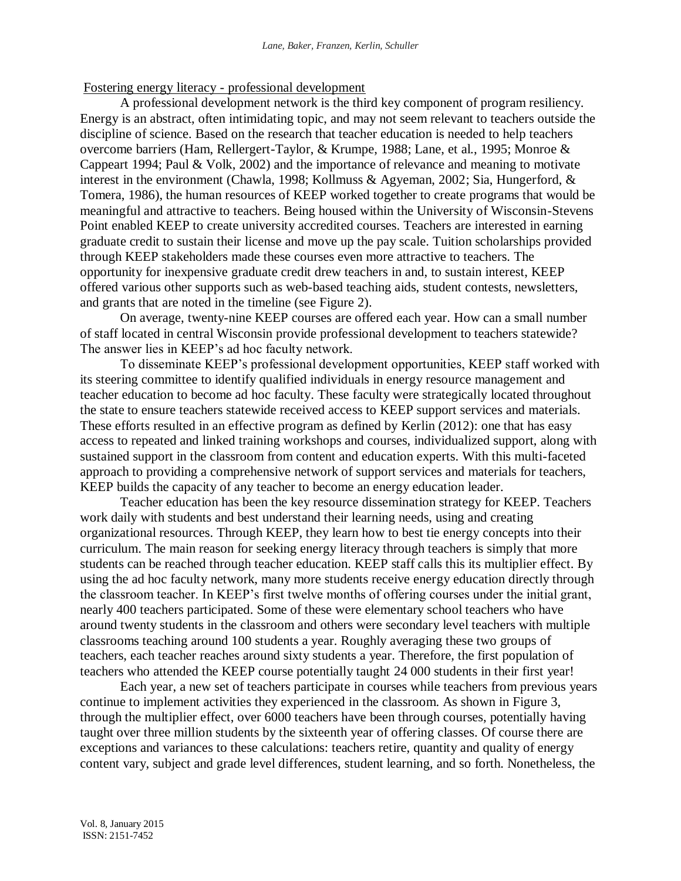Fostering energy literacy - professional development

A professional development network is the third key component of program resiliency. Energy is an abstract, often intimidating topic, and may not seem relevant to teachers outside the discipline of science. Based on the research that teacher education is needed to help teachers overcome barriers (Ham, Rellergert-Taylor, & Krumpe, 1988; Lane, et al., 1995; Monroe & Cappeart 1994; Paul & Volk, 2002) and the importance of relevance and meaning to motivate interest in the environment (Chawla, 1998; Kollmuss & Agyeman, 2002; Sia, Hungerford, & Tomera, 1986), the human resources of KEEP worked together to create programs that would be meaningful and attractive to teachers. Being housed within the University of Wisconsin-Stevens Point enabled KEEP to create university accredited courses. Teachers are interested in earning graduate credit to sustain their license and move up the pay scale. Tuition scholarships provided through KEEP stakeholders made these courses even more attractive to teachers. The opportunity for inexpensive graduate credit drew teachers in and, to sustain interest, KEEP offered various other supports such as web-based teaching aids, student contests, newsletters, and grants that are noted in the timeline (see Figure 2).

On average, twenty-nine KEEP courses are offered each year. How can a small number of staff located in central Wisconsin provide professional development to teachers statewide? The answer lies in KEEP's ad hoc faculty network.

To disseminate KEEP's professional development opportunities, KEEP staff worked with its steering committee to identify qualified individuals in energy resource management and teacher education to become ad hoc faculty. These faculty were strategically located throughout the state to ensure teachers statewide received access to KEEP support services and materials. These efforts resulted in an effective program as defined by Kerlin (2012): one that has easy access to repeated and linked training workshops and courses, individualized support, along with sustained support in the classroom from content and education experts. With this multi-faceted approach to providing a comprehensive network of support services and materials for teachers, KEEP builds the capacity of any teacher to become an energy education leader.

Teacher education has been the key resource dissemination strategy for KEEP. Teachers work daily with students and best understand their learning needs, using and creating organizational resources. Through KEEP, they learn how to best tie energy concepts into their curriculum. The main reason for seeking energy literacy through teachers is simply that more students can be reached through teacher education. KEEP staff calls this its multiplier effect. By using the ad hoc faculty network, many more students receive energy education directly through the classroom teacher. In KEEP's first twelve months of offering courses under the initial grant, nearly 400 teachers participated. Some of these were elementary school teachers who have around twenty students in the classroom and others were secondary level teachers with multiple classrooms teaching around 100 students a year. Roughly averaging these two groups of teachers, each teacher reaches around sixty students a year. Therefore, the first population of teachers who attended the KEEP course potentially taught 24 000 students in their first year!

Each year, a new set of teachers participate in courses while teachers from previous years continue to implement activities they experienced in the classroom. As shown in Figure 3, through the multiplier effect, over 6000 teachers have been through courses, potentially having taught over three million students by the sixteenth year of offering classes. Of course there are exceptions and variances to these calculations: teachers retire, quantity and quality of energy content vary, subject and grade level differences, student learning, and so forth. Nonetheless, the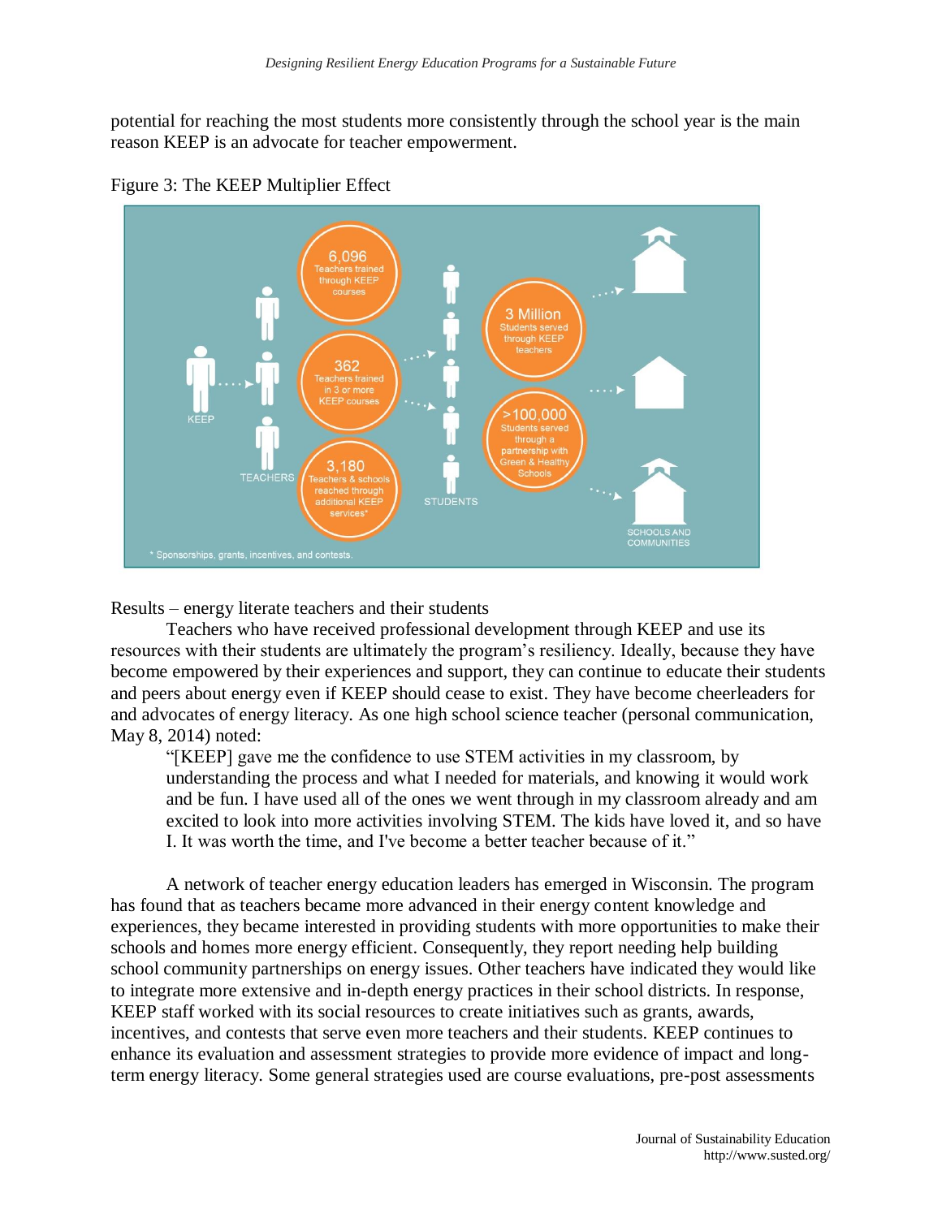potential for reaching the most students more consistently through the school year is the main reason KEEP is an advocate for teacher empowerment.

Figure 3: The KEEP Multiplier Effect

KEEP

TEACHERS

6,096 Teachers trained through KEEP courses

362 Teachers trained in 3 or more KEEP courses

3,180 Teachers & schools reached through additional KEEP services*

STUDENTS

3 Million Students served through KEEP teachers

>100,000 Students served through a partnership with Green & Healthy Schools

SCHOOLS AND COMMUNITIES

* Sponsorships, grants, incentives, and contests.

Results – energy literate teachers and their students

Teachers who have received professional development through KEEP and use its resources with their students are ultimately the program's resiliency. Ideally, because they have become empowered by their experiences and support, they can continue to educate their students and peers about energy even if KEEP should cease to exist. They have become cheerleaders for and advocates of energy literacy. As one high school science teacher (personal communication, May 8, 2014) noted:

> "[KEEP] gave me the confidence to use STEM activities in my classroom, by understanding the process and what I needed for materials, and knowing it would work and be fun. I have used all of the ones we went through in my classroom already and am excited to look into more activities involving STEM. The kids have loved it, and so have I. It was worth the time, and I've become a better teacher because of it."

A network of teacher energy education leaders has emerged in Wisconsin. The program has found that as teachers became more advanced in their energy content knowledge and experiences, they became interested in providing students with more opportunities to make their schools and homes more energy efficient. Consequently, they report needing help building school community partnerships on energy issues. Other teachers have indicated they would like to integrate more extensive and in-depth energy practices in their school districts. In response, KEEP staff worked with its social resources to create initiatives such as grants, awards, incentives, and contests that serve even more teachers and their students. KEEP continues to enhance its evaluation and assessment strategies to provide more evidence of impact and long-term energy literacy. Some general strategies used are course evaluations, pre-post assessments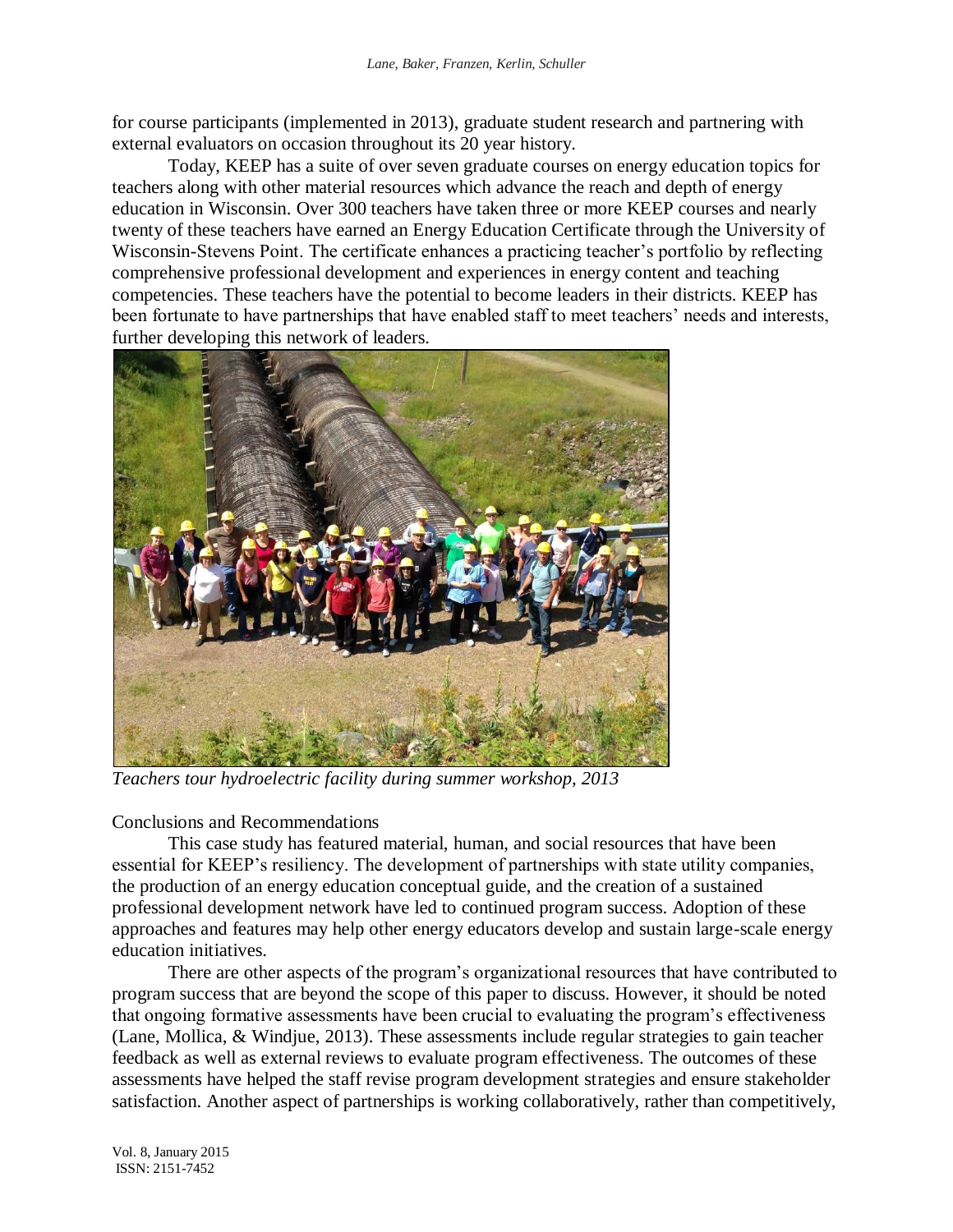for course participants (implemented in 2013), graduate student research and partnering with external evaluators on occasion throughout its 20 year history.

Today, KEEP has a suite of over seven graduate courses on energy education topics for teachers along with other material resources which advance the reach and depth of energy education in Wisconsin. Over 300 teachers have taken three or more KEEP courses and nearly twenty of these teachers have earned an Energy Education Certificate through the University of Wisconsin-Stevens Point. The certificate enhances a practicing teacher's portfolio by reflecting comprehensive professional development and experiences in energy content and teaching competencies. These teachers have the potential to become leaders in their districts. KEEP has been fortunate to have partnerships that have enabled staff to meet teachers' needs and interests, further developing this network of leaders.

*Teachers tour hydroelectric facility during summer workshop, 2013*

Conclusions and Recommendations

This case study has featured material, human, and social resources that have been essential for KEEP's resiliency. The development of partnerships with state utility companies, the production of an energy education conceptual guide, and the creation of a sustained professional development network have led to continued program success. Adoption of these approaches and features may help other energy educators develop and sustain large-scale energy education initiatives.

There are other aspects of the program's organizational resources that have contributed to program success that are beyond the scope of this paper to discuss. However, it should be noted that ongoing formative assessments have been crucial to evaluating the program's effectiveness (Lane, Mollica, & Windjue, 2013). These assessments include regular strategies to gain teacher feedback as well as external reviews to evaluate program effectiveness. The outcomes of these assessments have helped the staff revise program development strategies and ensure stakeholder satisfaction. Another aspect of partnerships is working collaboratively, rather than competitively,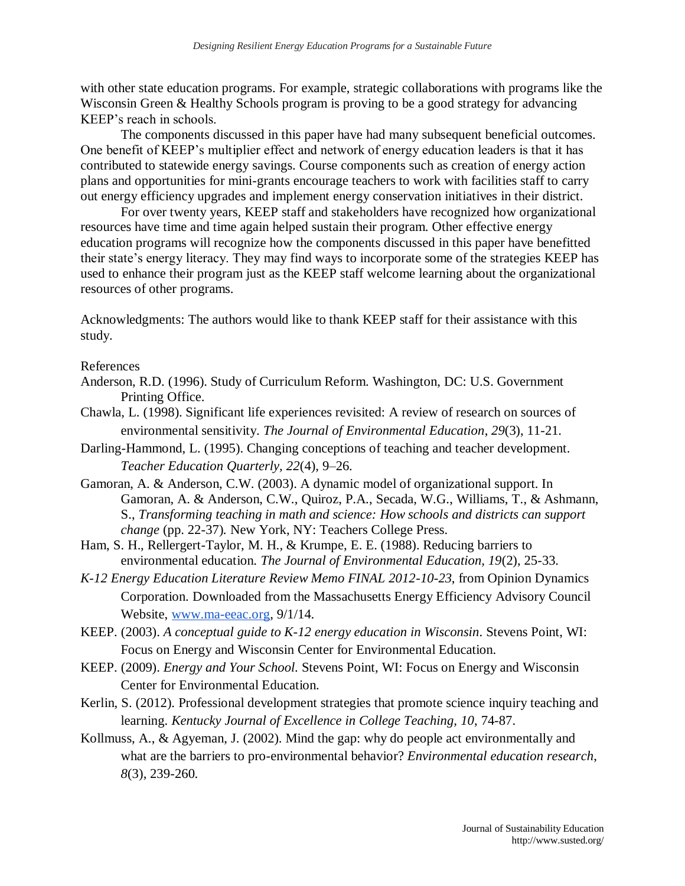with other state education programs. For example, strategic collaborations with programs like the Wisconsin Green & Healthy Schools program is proving to be a good strategy for advancing KEEP's reach in schools.

The components discussed in this paper have had many subsequent beneficial outcomes. One benefit of KEEP's multiplier effect and network of energy education leaders is that it has contributed to statewide energy savings. Course components such as creation of energy action plans and opportunities for mini-grants encourage teachers to work with facilities staff to carry out energy efficiency upgrades and implement energy conservation initiatives in their district.

For over twenty years, KEEP staff and stakeholders have recognized how organizational resources have time and time again helped sustain their program. Other effective energy education programs will recognize how the components discussed in this paper have benefitted their state's energy literacy. They may find ways to incorporate some of the strategies KEEP has used to enhance their program just as the KEEP staff welcome learning about the organizational resources of other programs.

Acknowledgments: The authors would like to thank KEEP staff for their assistance with this study.

References

Anderson, R.D. (1996). Study of Curriculum Reform. Washington, DC: U.S. Government Printing Office.

Chawla, L. (1998). Significant life experiences revisited: A review of research on sources of environmental sensitivity. *The Journal of Environmental Education*, *29*(3), 11-21.

Darling-Hammond, L. (1995). Changing conceptions of teaching and teacher development. *Teacher Education Quarterly, 22*(4), 9–26.

Gamoran, A. & Anderson, C.W. (2003). A dynamic model of organizational support. In Gamoran, A. & Anderson, C.W., Quiroz, P.A., Secada, W.G., Williams, T., & Ashmann, S., *Transforming teaching in math and science: How schools and districts can support change* (pp. 22-37). New York, NY: Teachers College Press.

Ham, S. H., Rellergert-Taylor, M. H., & Krumpe, E. E. (1988). Reducing barriers to environmental education. *The Journal of Environmental Education, 19*(2), 25-33.

*K-12 Energy Education Literature Review Memo FINAL 2012-10-23*, from Opinion Dynamics Corporation. Downloaded from the Massachusetts Energy Efficiency Advisory Council Website, www.ma-eeac.org, 9/1/14.

KEEP. (2003). *A conceptual guide to K-12 energy education in Wisconsin*. Stevens Point, WI: Focus on Energy and Wisconsin Center for Environmental Education.

KEEP. (2009). *Energy and Your School.* Stevens Point, WI: Focus on Energy and Wisconsin Center for Environmental Education.

Kerlin, S. (2012). Professional development strategies that promote science inquiry teaching and learning. *Kentucky Journal of Excellence in College Teaching, 10*, 74-87.

Kollmuss, A., & Agyeman, J. (2002). Mind the gap: why do people act environmentally and what are the barriers to pro-environmental behavior? *Environmental education research*, *8*(3), 239-260.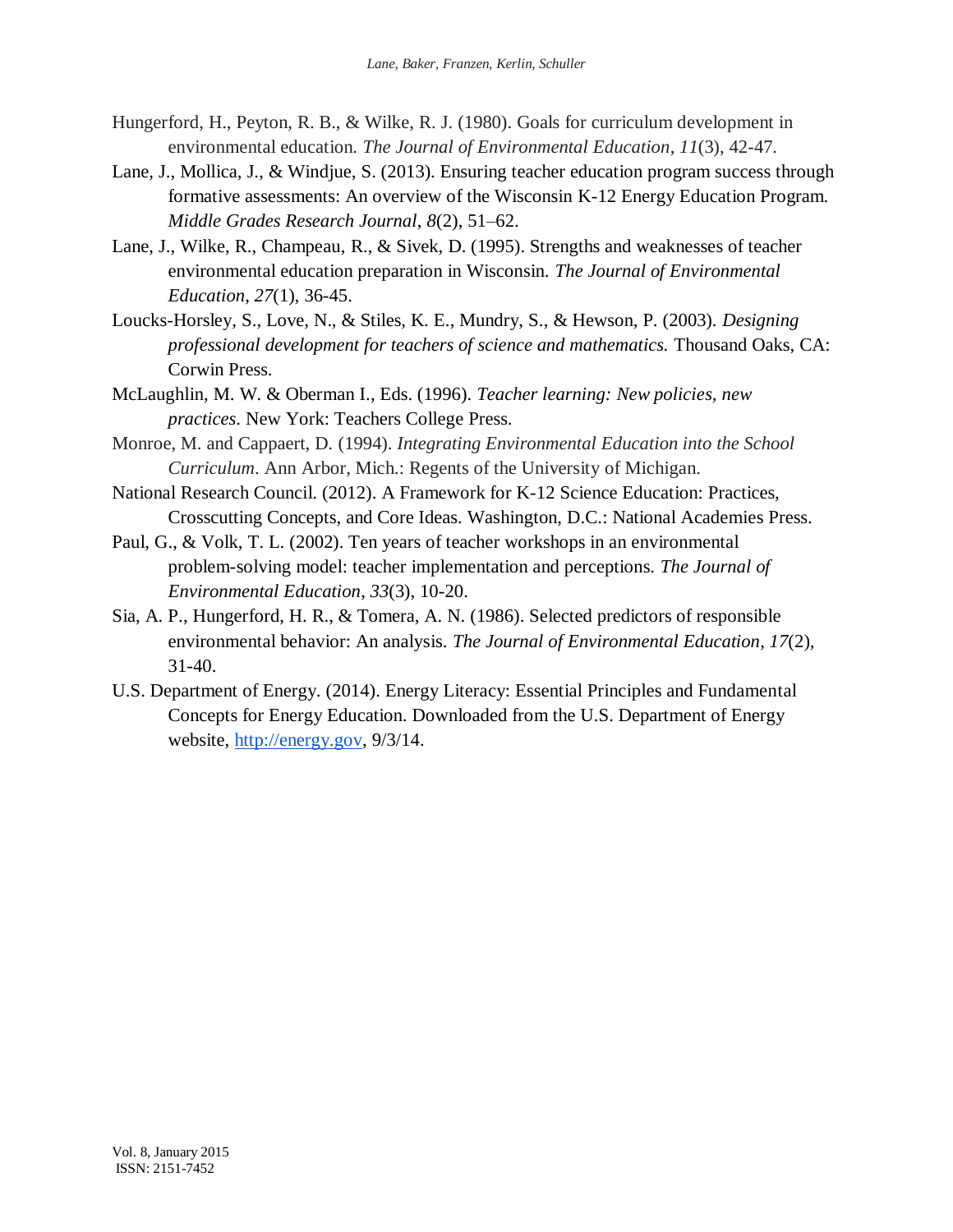Hungerford, H., Peyton, R. B., & Wilke, R. J. (1980). Goals for curriculum development in environmental education. *The Journal of Environmental Education*, *11*(3), 42-47.

Lane, J., Mollica, J., & Windjue, S. (2013). Ensuring teacher education program success through formative assessments: An overview of the Wisconsin K-12 Energy Education Program. *Middle Grades Research Journal*, *8*(2), 51–62.

Lane, J., Wilke, R., Champeau, R., & Sivek, D. (1995). Strengths and weaknesses of teacher environmental education preparation in Wisconsin. *The Journal of Environmental Education*, *27*(1), 36-45.

Loucks-Horsley, S., Love, N., & Stiles, K. E., Mundry, S., & Hewson, P. (2003). *Designing professional development for teachers of science and mathematics.* Thousand Oaks, CA: Corwin Press.

McLaughlin, M. W. & Oberman I., Eds. (1996). *Teacher learning: New policies, new practices*. New York: Teachers College Press.

Monroe, M. and Cappaert, D. (1994). *Integrating Environmental Education into the School Curriculum*. Ann Arbor, Mich.: Regents of the University of Michigan.

National Research Council. (2012). A Framework for K-12 Science Education: Practices, Crosscutting Concepts, and Core Ideas. Washington, D.C.: National Academies Press.

Paul, G., & Volk, T. L. (2002). Ten years of teacher workshops in an environmental problem-solving model: teacher implementation and perceptions. *The Journal of Environmental Education*, *33*(3), 10-20.

Sia, A. P., Hungerford, H. R., & Tomera, A. N. (1986). Selected predictors of responsible environmental behavior: An analysis. *The Journal of Environmental Education*, *17*(2), 31-40.

U.S. Department of Energy. (2014). Energy Literacy: Essential Principles and Fundamental Concepts for Energy Education. Downloaded from the U.S. Department of Energy website, http://energy.gov, 9/3/14.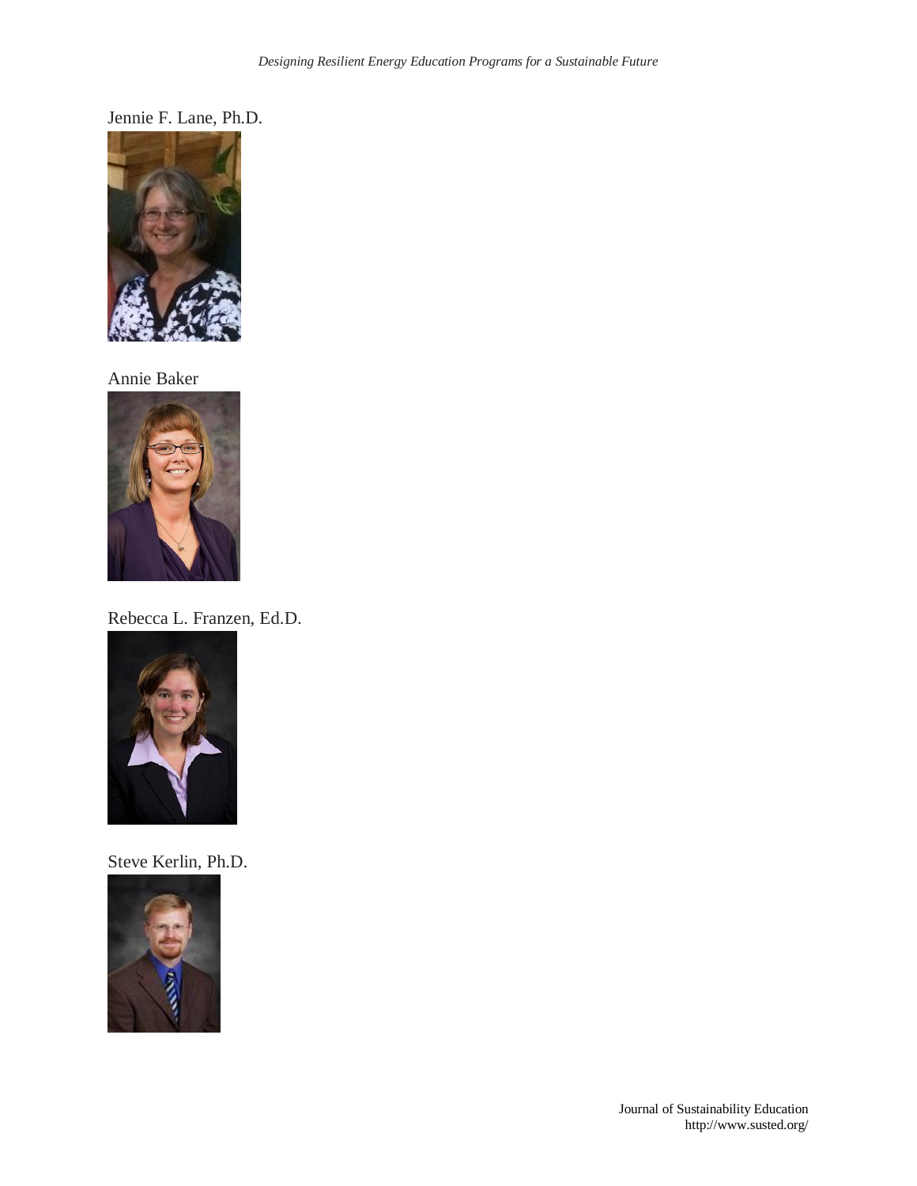Jennie F. Lane, Ph.D.

Annie Baker

Rebecca L. Franzen, Ed.D.

Steve Kerlin, Ph.D.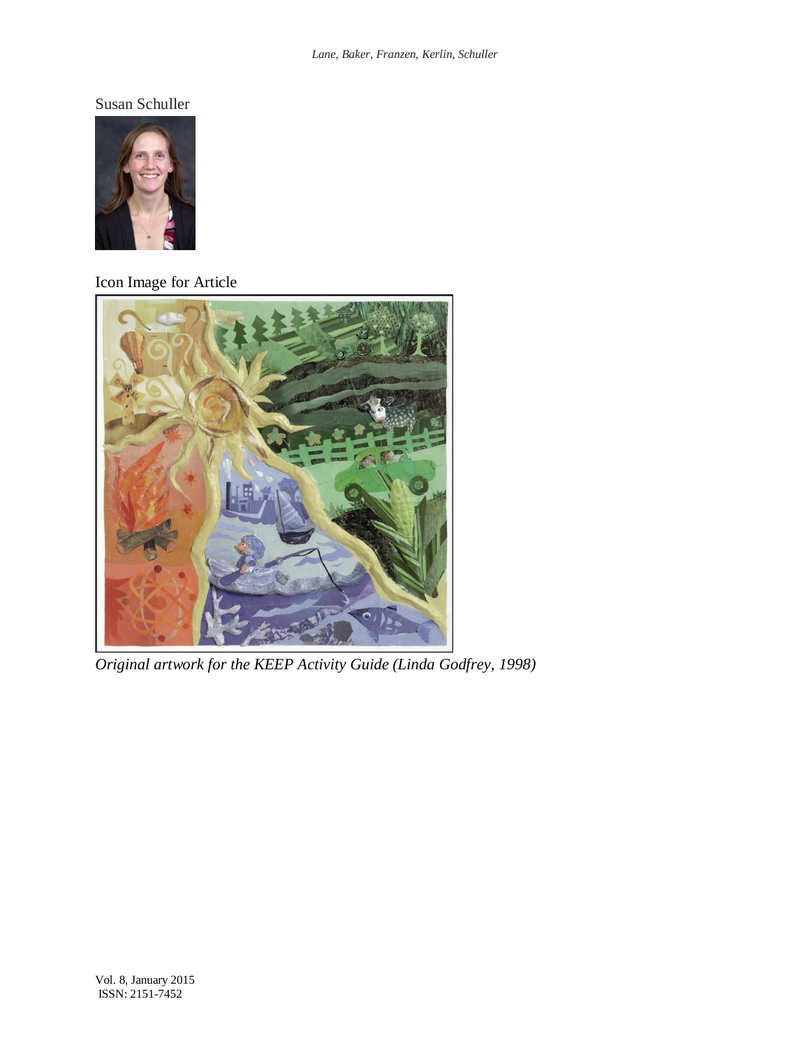Susan Schuller

Icon Image for Article

*Original artwork for the KEEP Activity Guide (Linda Godfrey, 1998)*